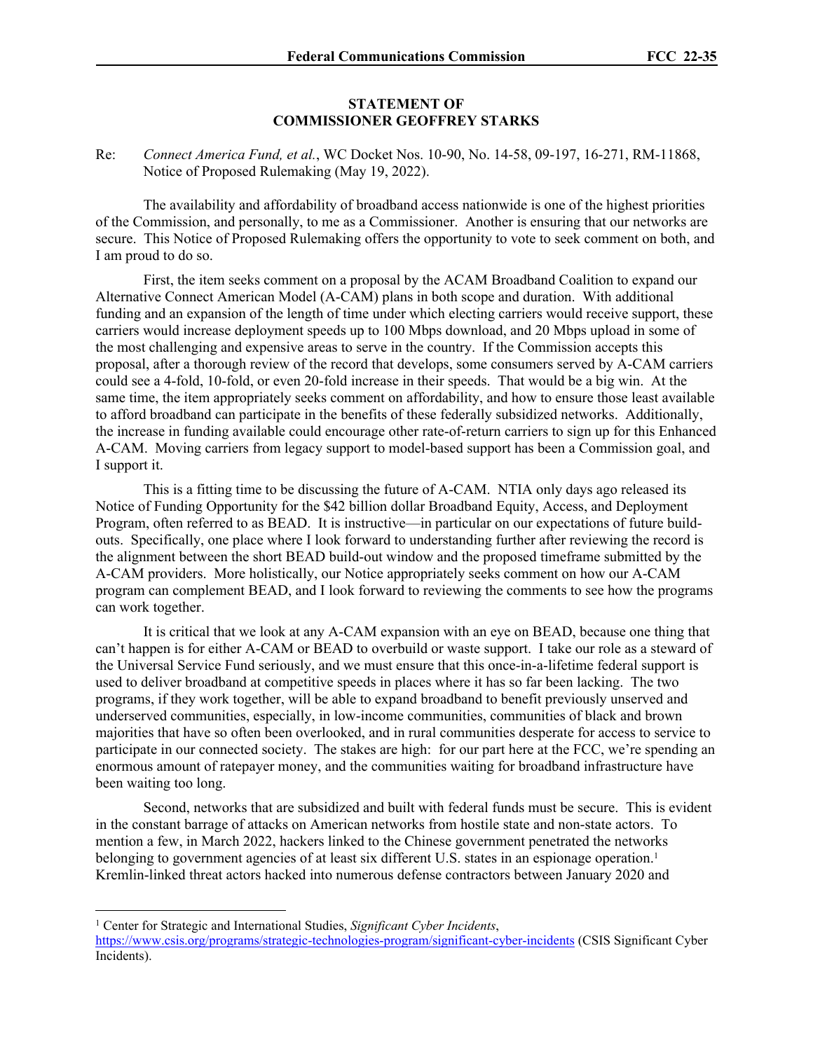# STATEMENT OF COMMISSIONER GEOFFREY STARKS

Re: *Connect America Fund, et al.*, WC Docket Nos. 10-90, No. 14-58, 09-197, 16-271, RM-11868, Notice of Proposed Rulemaking (May 19, 2022).

The availability and affordability of broadband access nationwide is one of the highest priorities of the Commission, and personally, to me as a Commissioner. Another is ensuring that our networks are secure. This Notice of Proposed Rulemaking offers the opportunity to vote to seek comment on both, and I am proud to do so.

First, the item seeks comment on a proposal by the ACAM Broadband Coalition to expand our Alternative Connect American Model (A-CAM) plans in both scope and duration. With additional funding and an expansion of the length of time under which electing carriers would receive support, these carriers would increase deployment speeds up to 100 Mbps download, and 20 Mbps upload in some of the most challenging and expensive areas to serve in the country. If the Commission accepts this proposal, after a thorough review of the record that develops, some consumers served by A-CAM carriers could see a 4-fold, 10-fold, or even 20-fold increase in their speeds. That would be a big win. At the same time, the item appropriately seeks comment on affordability, and how to ensure those least available to afford broadband can participate in the benefits of these federally subsidized networks. Additionally, the increase in funding available could encourage other rate-of-return carriers to sign up for this Enhanced A-CAM. Moving carriers from legacy support to model-based support has been a Commission goal, and I support it.

This is a fitting time to be discussing the future of A-CAM. NTIA only days ago released its Notice of Funding Opportunity for the $42 billion dollar Broadband Equity, Access, and Deployment Program, often referred to as BEAD. It is instructive—in particular on our expectations of future build-outs. Specifically, one place where I look forward to understanding further after reviewing the record is the alignment between the short BEAD build-out window and the proposed timeframe submitted by the A-CAM providers. More holistically, our Notice appropriately seeks comment on how our A-CAM program can complement BEAD, and I look forward to reviewing the comments to see how the programs can work together.

It is critical that we look at any A-CAM expansion with an eye on BEAD, because one thing that can't happen is for either A-CAM or BEAD to overbuild or waste support. I take our role as a steward of the Universal Service Fund seriously, and we must ensure that this once-in-a-lifetime federal support is used to deliver broadband at competitive speeds in places where it has so far been lacking. The two programs, if they work together, will be able to expand broadband to benefit previously unserved and underserved communities, especially, in low-income communities, communities of black and brown majorities that have so often been overlooked, and in rural communities desperate for access to service to participate in our connected society. The stakes are high: for our part here at the FCC, we're spending an enormous amount of ratepayer money, and the communities waiting for broadband infrastructure have been waiting too long.

Second, networks that are subsidized and built with federal funds must be secure. This is evident in the constant barrage of attacks on American networks from hostile state and non-state actors. To mention a few, in March 2022, hackers linked to the Chinese government penetrated the networks belonging to government agencies of at least six different U.S. states in an espionage operation.[1] Kremlin-linked threat actors hacked into numerous defense contractors between January 2020 and

---

[1] Center for Strategic and International Studies, *Significant Cyber Incidents*, https://www.csis.org/programs/strategic-technologies-program/significant-cyber-incidents (CSIS Significant Cyber Incidents).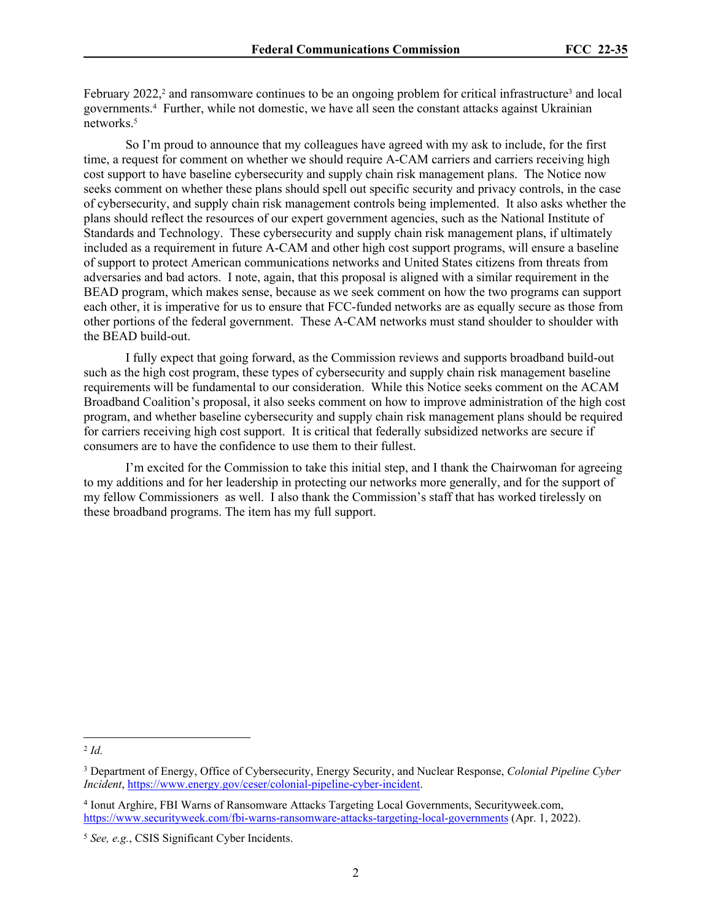February 2022,[2] and ransomware continues to be an ongoing problem for critical infrastructure[3] and local governments.[4] Further, while not domestic, we have all seen the constant attacks against Ukrainian networks.[5]

So I'm proud to announce that my colleagues have agreed with my ask to include, for the first time, a request for comment on whether we should require A-CAM carriers and carriers receiving high cost support to have baseline cybersecurity and supply chain risk management plans. The Notice now seeks comment on whether these plans should spell out specific security and privacy controls, in the case of cybersecurity, and supply chain risk management controls being implemented. It also asks whether the plans should reflect the resources of our expert government agencies, such as the National Institute of Standards and Technology. These cybersecurity and supply chain risk management plans, if ultimately included as a requirement in future A-CAM and other high cost support programs, will ensure a baseline of support to protect American communications networks and United States citizens from threats from adversaries and bad actors. I note, again, that this proposal is aligned with a similar requirement in the BEAD program, which makes sense, because as we seek comment on how the two programs can support each other, it is imperative for us to ensure that FCC-funded networks are as equally secure as those from other portions of the federal government. These A-CAM networks must stand shoulder to shoulder with the BEAD build-out.

I fully expect that going forward, as the Commission reviews and supports broadband build-out such as the high cost program, these types of cybersecurity and supply chain risk management baseline requirements will be fundamental to our consideration. While this Notice seeks comment on the ACAM Broadband Coalition's proposal, it also seeks comment on how to improve administration of the high cost program, and whether baseline cybersecurity and supply chain risk management plans should be required for carriers receiving high cost support. It is critical that federally subsidized networks are secure if consumers are to have the confidence to use them to their fullest.

I'm excited for the Commission to take this initial step, and I thank the Chairwoman for agreeing to my additions and for her leadership in protecting our networks more generally, and for the support of my fellow Commissioners as well. I also thank the Commission's staff that has worked tirelessly on these broadband programs. The item has my full support.

---

[2] *Id.*

[3] Department of Energy, Office of Cybersecurity, Energy Security, and Nuclear Response, *Colonial Pipeline Cyber Incident*, https://www.energy.gov/ceser/colonial-pipeline-cyber-incident.

[4] Ionut Arghire, FBI Warns of Ransomware Attacks Targeting Local Governments, Securityweek.com, https://www.securityweek.com/fbi-warns-ransomware-attacks-targeting-local-governments (Apr. 1, 2022).

[5] *See, e.g.*, CSIS Significant Cyber Incidents.